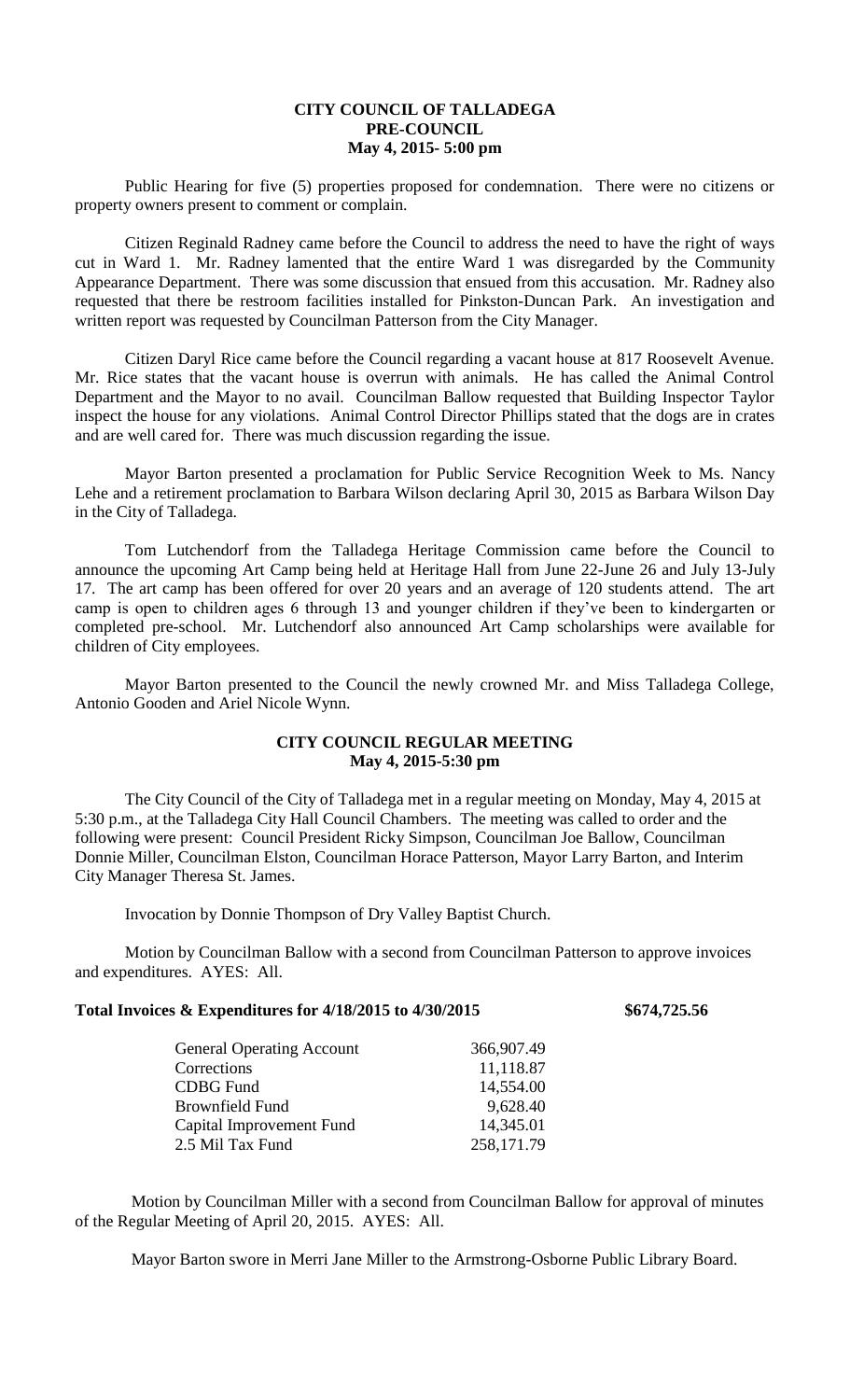# CITY COUNCIL OF TALLADEGA
## PRE-COUNCIL
### May 4, 2015- 5:00 pm

Public Hearing for five (5) properties proposed for condemnation. There were no citizens or property owners present to comment or complain.

Citizen Reginald Radney came before the Council to address the need to have the right of ways cut in Ward 1. Mr. Radney lamented that the entire Ward 1 was disregarded by the Community Appearance Department. There was some discussion that ensued from this accusation. Mr. Radney also requested that there be restroom facilities installed for Pinkston-Duncan Park. An investigation and written report was requested by Councilman Patterson from the City Manager.

Citizen Daryl Rice came before the Council regarding a vacant house at 817 Roosevelt Avenue. Mr. Rice states that the vacant house is overrun with animals. He has called the Animal Control Department and the Mayor to no avail. Councilman Ballow requested that Building Inspector Taylor inspect the house for any violations. Animal Control Director Phillips stated that the dogs are in crates and are well cared for. There was much discussion regarding the issue.

Mayor Barton presented a proclamation for Public Service Recognition Week to Ms. Nancy Lehe and a retirement proclamation to Barbara Wilson declaring April 30, 2015 as Barbara Wilson Day in the City of Talladega.

Tom Lutchendorf from the Talladega Heritage Commission came before the Council to announce the upcoming Art Camp being held at Heritage Hall from June 22-June 26 and July 13-July 17. The art camp has been offered for over 20 years and an average of 120 students attend. The art camp is open to children ages 6 through 13 and younger children if they've been to kindergarten or completed pre-school. Mr. Lutchendorf also announced Art Camp scholarships were available for children of City employees.

Mayor Barton presented to the Council the newly crowned Mr. and Miss Talladega College, Antonio Gooden and Ariel Nicole Wynn.

## CITY COUNCIL REGULAR MEETING
### May 4, 2015-5:30 pm

The City Council of the City of Talladega met in a regular meeting on Monday, May 4, 2015 at 5:30 p.m., at the Talladega City Hall Council Chambers. The meeting was called to order and the following were present: Council President Ricky Simpson, Councilman Joe Ballow, Councilman Donnie Miller, Councilman Elston, Councilman Horace Patterson, Mayor Larry Barton, and Interim City Manager Theresa St. James.

Invocation by Donnie Thompson of Dry Valley Baptist Church.

Motion by Councilman Ballow with a second from Councilman Patterson to approve invoices and expenditures. AYES: All.

**Total Invoices & Expenditures for 4/18/2015 to 4/30/2015 $674,725.56**

| | |
|---|---|
| General Operating Account | 366,907.49 |
| Corrections | 11,118.87 |
| CDBG Fund | 14,554.00 |
| Brownfield Fund | 9,628.40 |
| Capital Improvement Fund | 14,345.01 |
| 2.5 Mil Tax Fund | 258,171.79 |

Motion by Councilman Miller with a second from Councilman Ballow for approval of minutes of the Regular Meeting of April 20, 2015. AYES: All.

Mayor Barton swore in Merri Jane Miller to the Armstrong-Osborne Public Library Board.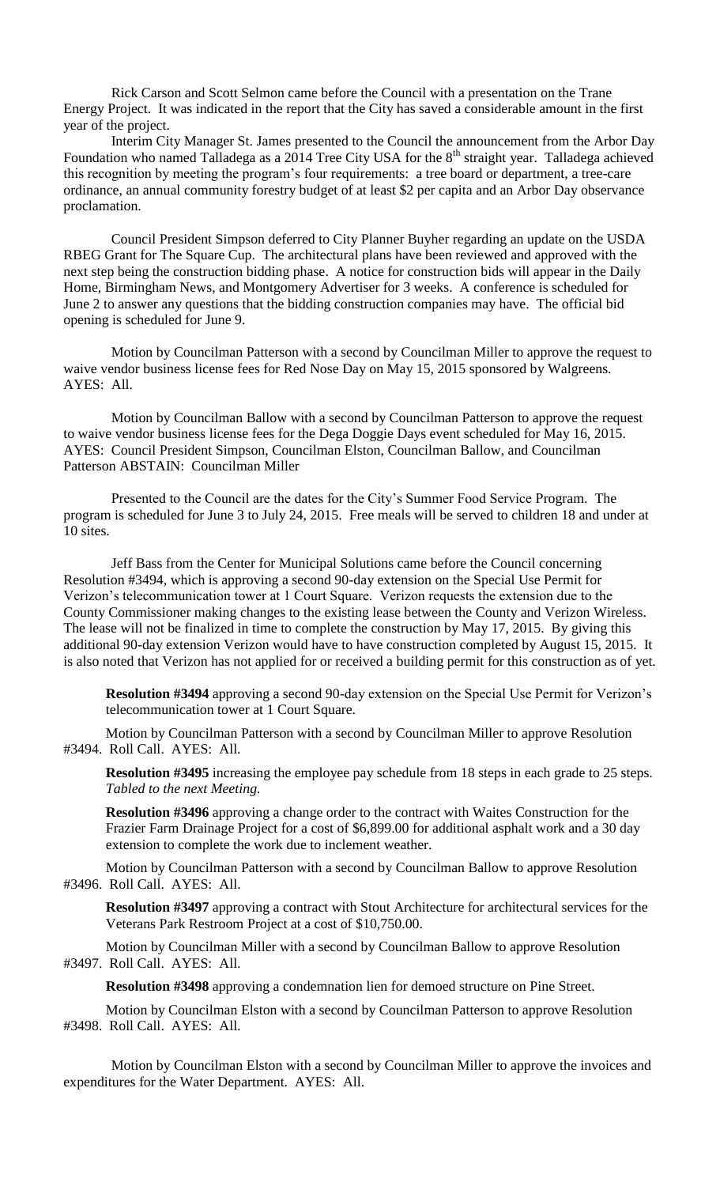Rick Carson and Scott Selmon came before the Council with a presentation on the Trane Energy Project. It was indicated in the report that the City has saved a considerable amount in the first year of the project.

Interim City Manager St. James presented to the Council the announcement from the Arbor Day Foundation who named Talladega as a 2014 Tree City USA for the 8th straight year. Talladega achieved this recognition by meeting the program's four requirements: a tree board or department, a tree-care ordinance, an annual community forestry budget of at least $2 per capita and an Arbor Day observance proclamation.

Council President Simpson deferred to City Planner Buyher regarding an update on the USDA RBEG Grant for The Square Cup. The architectural plans have been reviewed and approved with the next step being the construction bidding phase. A notice for construction bids will appear in the Daily Home, Birmingham News, and Montgomery Advertiser for 3 weeks. A conference is scheduled for June 2 to answer any questions that the bidding construction companies may have. The official bid opening is scheduled for June 9.

Motion by Councilman Patterson with a second by Councilman Miller to approve the request to waive vendor business license fees for Red Nose Day on May 15, 2015 sponsored by Walgreens. AYES: All.

Motion by Councilman Ballow with a second by Councilman Patterson to approve the request to waive vendor business license fees for the Dega Doggie Days event scheduled for May 16, 2015. AYES: Council President Simpson, Councilman Elston, Councilman Ballow, and Councilman Patterson ABSTAIN: Councilman Miller

Presented to the Council are the dates for the City's Summer Food Service Program. The program is scheduled for June 3 to July 24, 2015. Free meals will be served to children 18 and under at 10 sites.

Jeff Bass from the Center for Municipal Solutions came before the Council concerning Resolution #3494, which is approving a second 90-day extension on the Special Use Permit for Verizon's telecommunication tower at 1 Court Square. Verizon requests the extension due to the County Commissioner making changes to the existing lease between the County and Verizon Wireless. The lease will not be finalized in time to complete the construction by May 17, 2015. By giving this additional 90-day extension Verizon would have to have construction completed by August 15, 2015. It is also noted that Verizon has not applied for or received a building permit for this construction as of yet.

**Resolution #3494** approving a second 90-day extension on the Special Use Permit for Verizon's telecommunication tower at 1 Court Square.

Motion by Councilman Patterson with a second by Councilman Miller to approve Resolution #3494. Roll Call. AYES: All.

**Resolution #3495** increasing the employee pay schedule from 18 steps in each grade to 25 steps. *Tabled to the next Meeting.*

**Resolution #3496** approving a change order to the contract with Waites Construction for the Frazier Farm Drainage Project for a cost of $6,899.00 for additional asphalt work and a 30 day extension to complete the work due to inclement weather.

Motion by Councilman Patterson with a second by Councilman Ballow to approve Resolution #3496. Roll Call. AYES: All.

**Resolution #3497** approving a contract with Stout Architecture for architectural services for the Veterans Park Restroom Project at a cost of $10,750.00.

Motion by Councilman Miller with a second by Councilman Ballow to approve Resolution #3497. Roll Call. AYES: All.

**Resolution #3498** approving a condemnation lien for demoed structure on Pine Street.

Motion by Councilman Elston with a second by Councilman Patterson to approve Resolution #3498. Roll Call. AYES: All.

Motion by Councilman Elston with a second by Councilman Miller to approve the invoices and expenditures for the Water Department. AYES: All.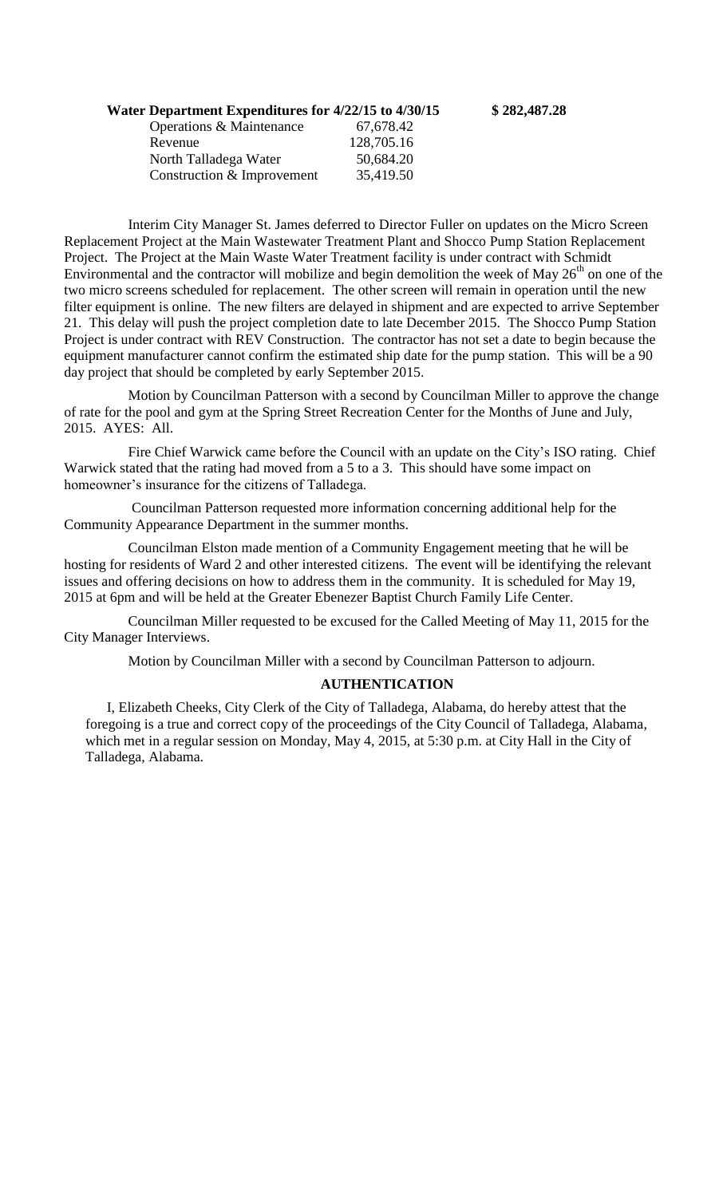**Water Department Expenditures for 4/22/15 to 4/30/15** **$ 282,487.28**

| | |
|---|---|
| Operations & Maintenance | 67,678.42 |
| Revenue | 128,705.16 |
| North Talladega Water | 50,684.20 |
| Construction & Improvement | 35,419.50 |

Interim City Manager St. James deferred to Director Fuller on updates on the Micro Screen Replacement Project at the Main Wastewater Treatment Plant and Shocco Pump Station Replacement Project. The Project at the Main Waste Water Treatment facility is under contract with Schmidt Environmental and the contractor will mobilize and begin demolition the week of May 26th on one of the two micro screens scheduled for replacement. The other screen will remain in operation until the new filter equipment is online. The new filters are delayed in shipment and are expected to arrive September 21. This delay will push the project completion date to late December 2015. The Shocco Pump Station Project is under contract with REV Construction. The contractor has not set a date to begin because the equipment manufacturer cannot confirm the estimated ship date for the pump station. This will be a 90 day project that should be completed by early September 2015.

Motion by Councilman Patterson with a second by Councilman Miller to approve the change of rate for the pool and gym at the Spring Street Recreation Center for the Months of June and July, 2015. AYES: All.

Fire Chief Warwick came before the Council with an update on the City's ISO rating. Chief Warwick stated that the rating had moved from a 5 to a 3. This should have some impact on homeowner's insurance for the citizens of Talladega.

Councilman Patterson requested more information concerning additional help for the Community Appearance Department in the summer months.

Councilman Elston made mention of a Community Engagement meeting that he will be hosting for residents of Ward 2 and other interested citizens. The event will be identifying the relevant issues and offering decisions on how to address them in the community. It is scheduled for May 19, 2015 at 6pm and will be held at the Greater Ebenezer Baptist Church Family Life Center.

Councilman Miller requested to be excused for the Called Meeting of May 11, 2015 for the City Manager Interviews.

Motion by Councilman Miller with a second by Councilman Patterson to adjourn.

**AUTHENTICATION**

I, Elizabeth Cheeks, City Clerk of the City of Talladega, Alabama, do hereby attest that the foregoing is a true and correct copy of the proceedings of the City Council of Talladega, Alabama, which met in a regular session on Monday, May 4, 2015, at 5:30 p.m. at City Hall in the City of Talladega, Alabama.